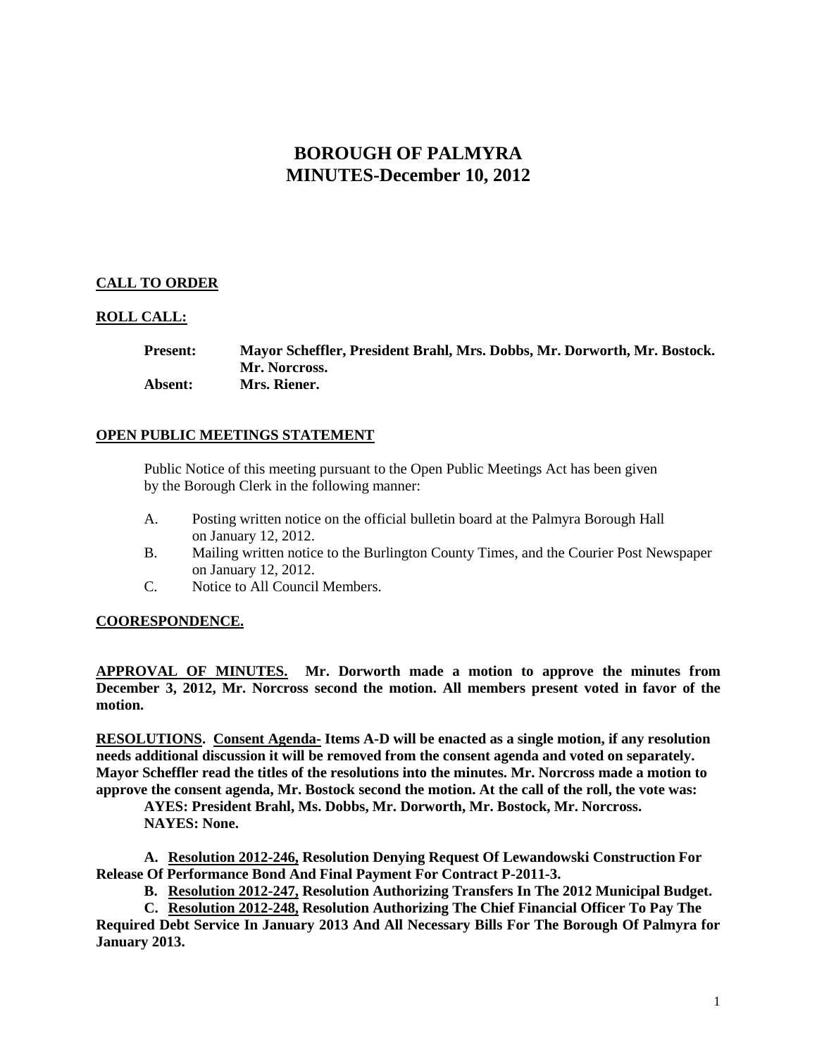# BOROUGH OF PALMYRA
# MINUTES-December 10, 2012

**CALL TO ORDER**

**ROLL CALL:**

**Present:** **Mayor Scheffler, President Brahl, Mrs. Dobbs, Mr. Dorworth, Mr. Bostock. Mr. Norcross.**
**Absent:** **Mrs. Riener.**

**OPEN PUBLIC MEETINGS STATEMENT**

Public Notice of this meeting pursuant to the Open Public Meetings Act has been given by the Borough Clerk in the following manner:

A. Posting written notice on the official bulletin board at the Palmyra Borough Hall on January 12, 2012.
B. Mailing written notice to the Burlington County Times, and the Courier Post Newspaper on January 12, 2012.
C. Notice to All Council Members.

**COORESPONDENCE.**

**APPROVAL OF MINUTES. Mr. Dorworth made a motion to approve the minutes from December 3, 2012, Mr. Norcross second the motion. All members present voted in favor of the motion.**

**RESOLUTIONS. Consent Agenda- Items A-D will be enacted as a single motion, if any resolution needs additional discussion it will be removed from the consent agenda and voted on separately. Mayor Scheffler read the titles of the resolutions into the minutes. Mr. Norcross made a motion to approve the consent agenda, Mr. Bostock second the motion. At the call of the roll, the vote was:**

**AYES: President Brahl, Ms. Dobbs, Mr. Dorworth, Mr. Bostock, Mr. Norcross.**
**NAYES: None.**

**A. Resolution 2012-246, Resolution Denying Request Of Lewandowski Construction For Release Of Performance Bond And Final Payment For Contract P-2011-3.**

**B. Resolution 2012-247, Resolution Authorizing Transfers In The 2012 Municipal Budget.**

**C. Resolution 2012-248, Resolution Authorizing The Chief Financial Officer To Pay The Required Debt Service In January 2013 And All Necessary Bills For The Borough Of Palmyra for January 2013.**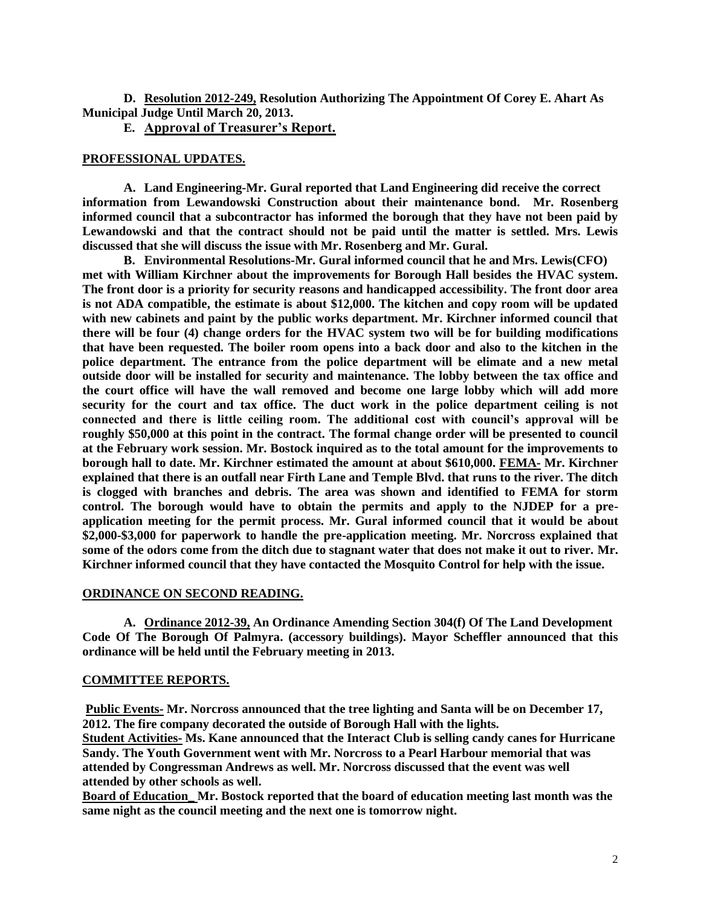**D. Resolution 2012-249, Resolution Authorizing The Appointment Of Corey E. Ahart As Municipal Judge Until March 20, 2013.**

**E. Approval of Treasurer's Report.**

## PROFESSIONAL UPDATES.

**A. Land Engineering-Mr. Gural reported that Land Engineering did receive the correct information from Lewandowski Construction about their maintenance bond. Mr. Rosenberg informed council that a subcontractor has informed the borough that they have not been paid by Lewandowski and that the contract should not be paid until the matter is settled. Mrs. Lewis discussed that she will discuss the issue with Mr. Rosenberg and Mr. Gural.**

**B. Environmental Resolutions-Mr. Gural informed council that he and Mrs. Lewis(CFO) met with William Kirchner about the improvements for Borough Hall besides the HVAC system. The front door is a priority for security reasons and handicapped accessibility. The front door area is not ADA compatible, the estimate is about $12,000. The kitchen and copy room will be updated with new cabinets and paint by the public works department. Mr. Kirchner informed council that there will be four (4) change orders for the HVAC system two will be for building modifications that have been requested. The boiler room opens into a back door and also to the kitchen in the police department. The entrance from the police department will be elimate and a new metal outside door will be installed for security and maintenance. The lobby between the tax office and the court office will have the wall removed and become one large lobby which will add more security for the court and tax office. The duct work in the police department ceiling is not connected and there is little ceiling room. The additional cost with council's approval will be roughly $50,000 at this point in the contract. The formal change order will be presented to council at the February work session. Mr. Bostock inquired as to the total amount for the improvements to borough hall to date. Mr. Kirchner estimated the amount at about $610,000. FEMA- Mr. Kirchner explained that there is an outfall near Firth Lane and Temple Blvd. that runs to the river. The ditch is clogged with branches and debris. The area was shown and identified to FEMA for storm control. The borough would have to obtain the permits and apply to the NJDEP for a pre-application meeting for the permit process. Mr. Gural informed council that it would be about $2,000-$3,000 for paperwork to handle the pre-application meeting. Mr. Norcross explained that some of the odors come from the ditch due to stagnant water that does not make it out to river. Mr. Kirchner informed council that they have contacted the Mosquito Control for help with the issue.**

## ORDINANCE ON SECOND READING.

**A. Ordinance 2012-39, An Ordinance Amending Section 304(f) Of The Land Development Code Of The Borough Of Palmyra. (accessory buildings). Mayor Scheffler announced that this ordinance will be held until the February meeting in 2013.**

## COMMITTEE REPORTS.

**Public Events- Mr. Norcross announced that the tree lighting and Santa will be on December 17, 2012. The fire company decorated the outside of Borough Hall with the lights.**

**Student Activities- Ms. Kane announced that the Interact Club is selling candy canes for Hurricane Sandy. The Youth Government went with Mr. Norcross to a Pearl Harbour memorial that was attended by Congressman Andrews as well. Mr. Norcross discussed that the event was well attended by other schools as well.**

**Board of Education_ Mr. Bostock reported that the board of education meeting last month was the same night as the council meeting and the next one is tomorrow night.**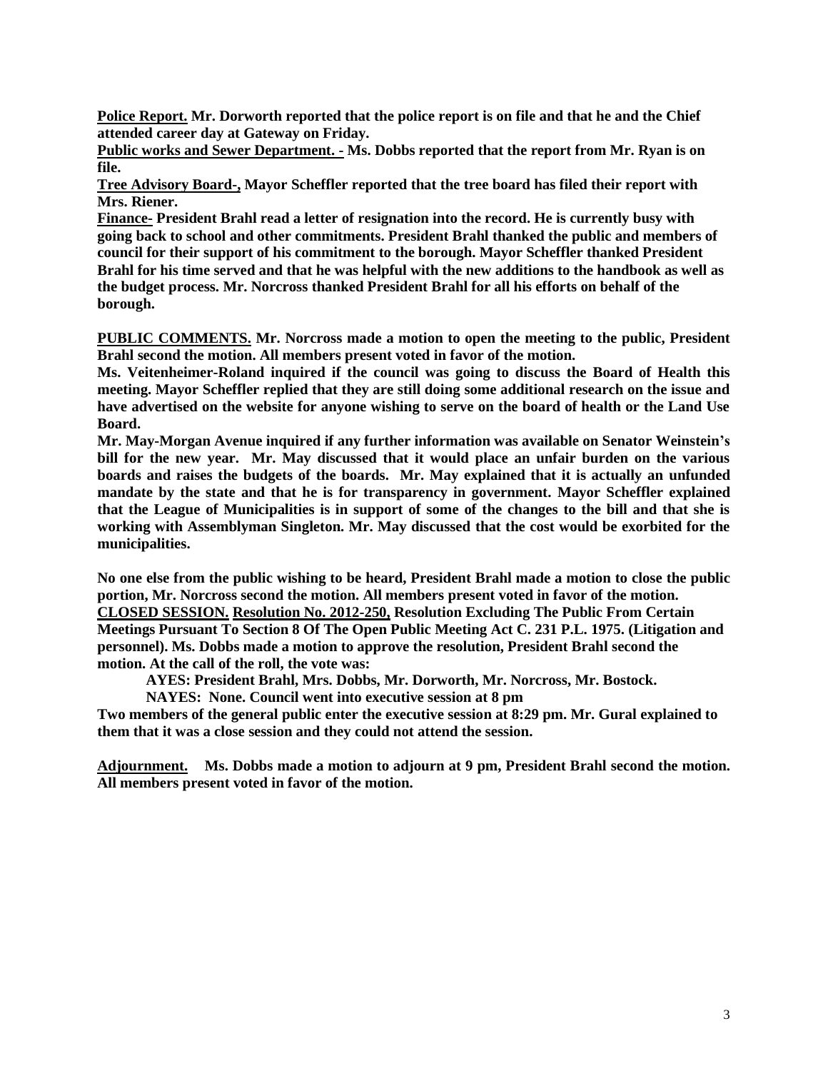**<u>Police Report.</u> Mr. Dorworth reported that the police report is on file and that he and the Chief attended career day at Gateway on Friday.**

**<u>Public works and Sewer Department. -</u> Ms. Dobbs reported that the report from Mr. Ryan is on file.**

**<u>Tree Advisory Board-,</u> Mayor Scheffler reported that the tree board has filed their report with Mrs. Riener.**

**<u>Finance-</u> President Brahl read a letter of resignation into the record. He is currently busy with going back to school and other commitments. President Brahl thanked the public and members of council for their support of his commitment to the borough. Mayor Scheffler thanked President Brahl for his time served and that he was helpful with the new additions to the handbook as well as the budget process. Mr. Norcross thanked President Brahl for all his efforts on behalf of the borough.**

**<u>PUBLIC COMMENTS.</u> Mr. Norcross made a motion to open the meeting to the public, President Brahl second the motion. All members present voted in favor of the motion.**

**Ms. Veitenheimer-Roland inquired if the council was going to discuss the Board of Health this meeting. Mayor Scheffler replied that they are still doing some additional research on the issue and have advertised on the website for anyone wishing to serve on the board of health or the Land Use Board.**

**Mr. May-Morgan Avenue inquired if any further information was available on Senator Weinstein's bill for the new year. Mr. May discussed that it would place an unfair burden on the various boards and raises the budgets of the boards. Mr. May explained that it is actually an unfunded mandate by the state and that he is for transparency in government. Mayor Scheffler explained that the League of Municipalities is in support of some of the changes to the bill and that she is working with Assemblyman Singleton. Mr. May discussed that the cost would be exorbited for the municipalities.**

**No one else from the public wishing to be heard, President Brahl made a motion to close the public portion, Mr. Norcross second the motion. All members present voted in favor of the motion.**

**<u>CLOSED SESSION.</u> <u>Resolution No. 2012-250,</u> Resolution Excluding The Public From Certain Meetings Pursuant To Section 8 Of The Open Public Meeting Act C. 231 P.L. 1975. (Litigation and personnel). Ms. Dobbs made a motion to approve the resolution, President Brahl second the motion. At the call of the roll, the vote was:**

**AYES: President Brahl, Mrs. Dobbs, Mr. Dorworth, Mr. Norcross, Mr. Bostock.**

**NAYES: None. Council went into executive session at 8 pm**

**Two members of the general public enter the executive session at 8:29 pm. Mr. Gural explained to them that it was a close session and they could not attend the session.**

**<u>Adjournment.</u> Ms. Dobbs made a motion to adjourn at 9 pm, President Brahl second the motion. All members present voted in favor of the motion.**